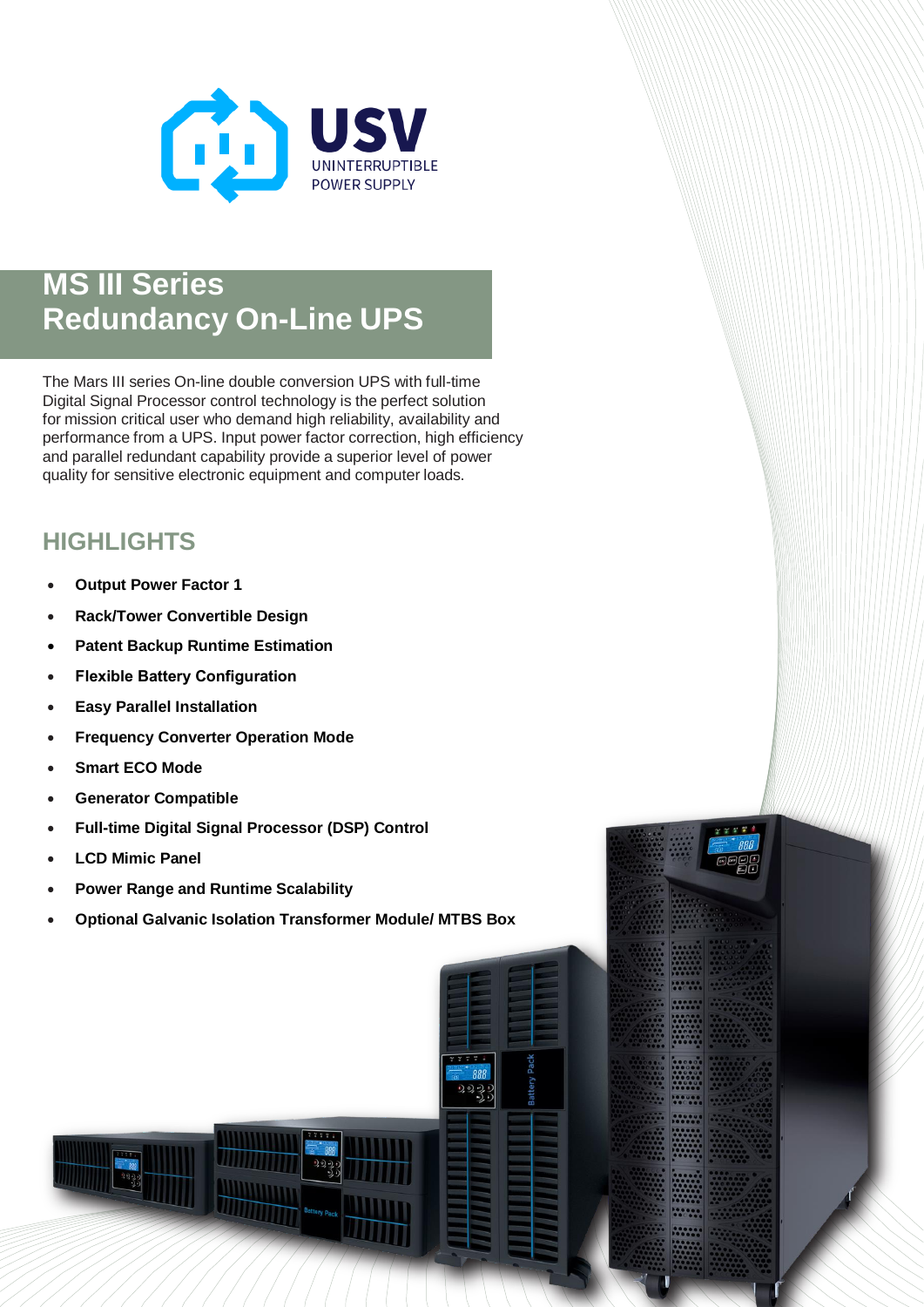USV

UNINTERRUPTIBLE POWER SUPPLY

# MS III Series Redundancy On-Line UPS

The Mars III series On-line double conversion UPS with full-time Digital Signal Processor control technology is the perfect solution for mission critical user who demand high reliability, availability and performance from a UPS. Input power factor correction, high efficiency and parallel redundant capability provide a superior level of power quality for sensitive electronic equipment and computer loads.

## HIGHLIGHTS

- **Output Power Factor 1**
- **Rack/Tower Convertible Design**
- **Patent Backup Runtime Estimation**
- **Flexible Battery Configuration**
- **Easy Parallel Installation**
- **Frequency Converter Operation Mode**
- **Smart ECO Mode**
- **Generator Compatible**
- **Full-time Digital Signal Processor (DSP) Control**
- **LCD Mimic Panel**
- **Power Range and Runtime Scalability**
- **Optional Galvanic Isolation Transformer Module/ MTBS Box**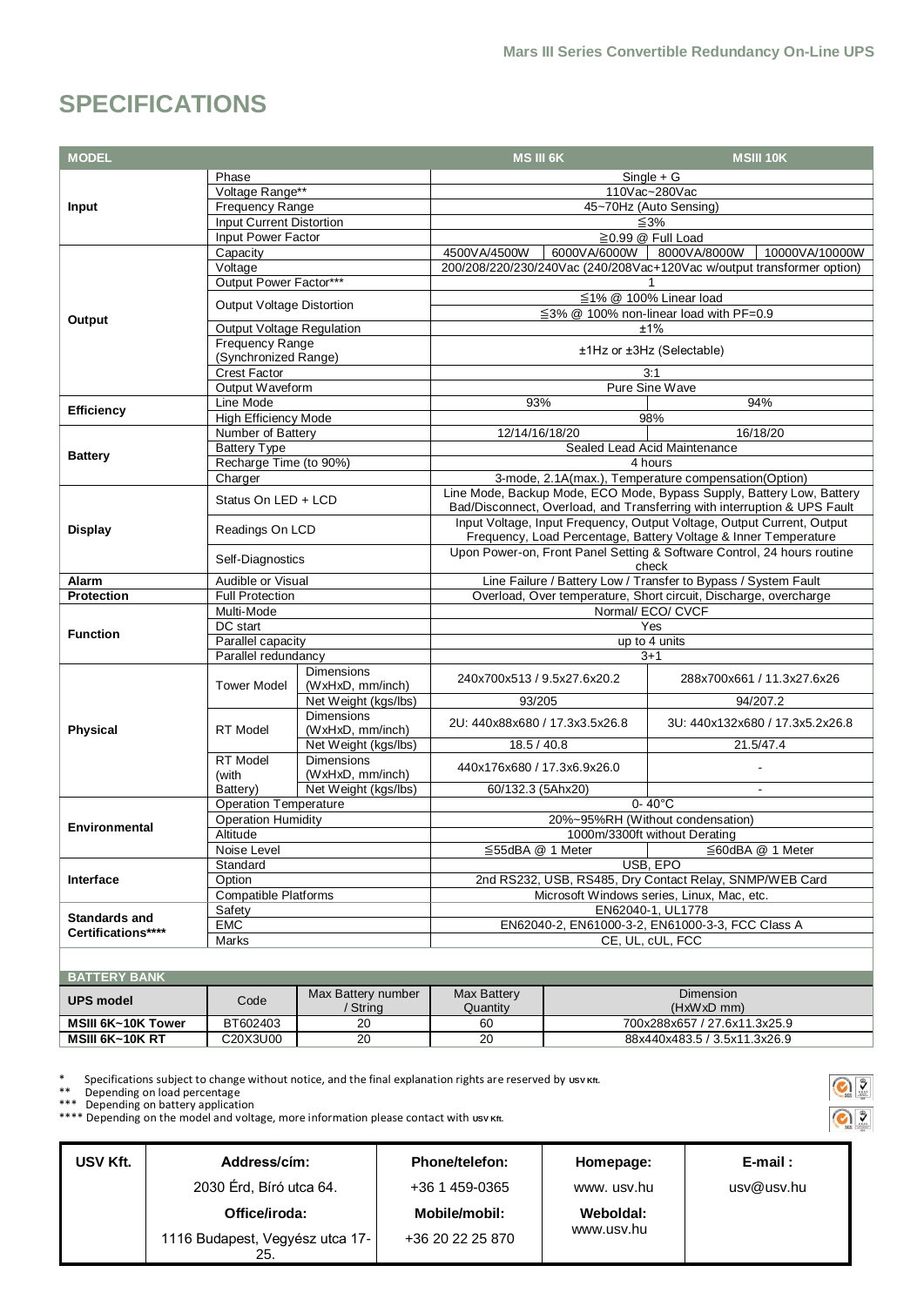# SPECIFICATIONS

| MODEL | | | MS III 6K | | MSIII 10K | |
|---|---|---|---|---|---|---|
| Input | Phase | | Single + G | | | |
| | Voltage Range** | | 110Vac~280Vac | | | |
| | Frequency Range | | 45~70Hz (Auto Sensing) | | | |
| | Input Current Distortion | | ≦3% | | | |
| | Input Power Factor | | ≧0.99 @ Full Load | | | |
| Output | Capacity | | 4500VA/4500W | 6000VA/6000W | 8000VA/8000W | 10000VA/10000W |
| | Voltage | | 200/208/220/230/240Vac (240/208Vac+120Vac w/output transformer option) | | | |
| | Output Power Factor*** | | 1 | | | |
| | Output Voltage Distortion | | ≦1% @ 100% Linear load | | | |
| | | | ≦3% @ 100% non-linear load with PF=0.9 | | | |
| | Output Voltage Regulation | | ±1% | | | |
| | Frequency Range (Synchronized Range) | | ±1Hz or ±3Hz (Selectable) | | | |
| | Crest Factor | | 3:1 | | | |
| | Output Waveform | | Pure Sine Wave | | | |
| Efficiency | Line Mode | | 93% | | 94% | |
| | High Efficiency Mode | | 98% | | | |
| Battery | Number of Battery | | 12/14/16/18/20 | | 16/18/20 | |
| | Battery Type | | Sealed Lead Acid Maintenance | | | |
| | Recharge Time (to 90%) | | 4 hours | | | |
| | Charger | | 3-mode, 2.1A(max.), Temperature compensation(Option) | | | |
| Display | Status On LED + LCD | | Line Mode, Backup Mode, ECO Mode, Bypass Supply, Battery Low, Battery Bad/Disconnect, Overload, and Transferring with interruption & UPS Fault | | | |
| | Readings On LCD | | Input Voltage, Input Frequency, Output Voltage, Output Current, Output Frequency, Load Percentage, Battery Voltage & Inner Temperature | | | |
| | Self-Diagnostics | | Upon Power-on, Front Panel Setting & Software Control, 24 hours routine check | | | |
| Alarm | Audible or Visual | | Line Failure / Battery Low / Transfer to Bypass / System Fault | | | |
| Protection | Full Protection | | Overload, Over temperature, Short circuit, Discharge, overcharge | | | |
| Function | Multi-Mode | | Normal/ ECO/ CVCF | | | |
| | DC start | | Yes | | | |
| | Parallel capacity | | up to 4 units | | | |
| | Parallel redundancy | | 3+1 | | | |
| Physical | Tower Model | Dimensions (WxHxD, mm/inch) | 240x700x513 / 9.5x27.6x20.2 | | 288x700x661 / 11.3x27.6x26 | |
| | | Net Weight (kgs/lbs) | 93/205 | | 94/207.2 | |
| | RT Model | Dimensions (WxHxD, mm/inch) | 2U: 440x88x680 / 17.3x3.5x26.8 | | 3U: 440x132x680 / 17.3x5.2x26.8 | |
| | | Net Weight (kgs/lbs) | 18.5 / 40.8 | | 21.5/47.4 | |
| | RT Model (with Battery) | Dimensions (WxHxD, mm/inch) | 440x176x680 / 17.3x6.9x26.0 | | - | |
| | | Net Weight (kgs/lbs) | 60/132.3 (5Ahx20) | | - | |
| Environmental | Operation Temperature | | 0- 40°C | | | |
| | Operation Humidity | | 20%~95%RH (Without condensation) | | | |
| | Altitude | | 1000m/3300ft without Derating | | | |
| | Noise Level | | ≦55dBA @ 1 Meter | | ≦60dBA @ 1 Meter | |
| Interface | Standard | | USB, EPO | | | |
| | Option | | 2nd RS232, USB, RS485, Dry Contact Relay, SNMP/WEB Card | | | |
| | Compatible Platforms | | Microsoft Windows series, Linux, Mac, etc. | | | |
| Standards and Certifications**** | Safety | | EN62040-1, UL1778 | | | |
| | EMC | | EN62040-2, EN61000-3-2, EN61000-3-3, FCC Class A | | | |
| | Marks | | CE, UL, cUL, FCC | | | |

**BATTERY BANK**

| UPS model | Code | Max Battery number / String | Max Battery Quantity | Dimension (HxWxD mm) |
|---|---|---|---|---|
| MSIII 6K~10K Tower | BT602403 | 20 | 60 | 700x288x657 / 27.6x11.3x25.9 |
| MSIII 6K~10K RT | C20X3U00 | 20 | 20 | 88x440x483.5 / 3.5x11.3x26.9 |

\* Specifications subject to change without notice, and the final explanation rights are reserved by USV Kft.
** Depending on load percentage
*** Depending on battery application
**** Depending on the model and voltage, more information please contact with USV Kft.

| USV Kft. | Address/cím: | Phone/telefon: | Homepage: | E-mail : |
|---|---|---|---|---|
| | 2030 Érd, Bíró utca 64. | +36 1 459-0365 | www. usv.hu | usv@usv.hu |
| | Office/iroda: | Mobile/mobil: | Weboldal: | |
| | 1116 Budapest, Vegyész utca 17-25. | +36 20 22 25 870 | www.usv.hu | |